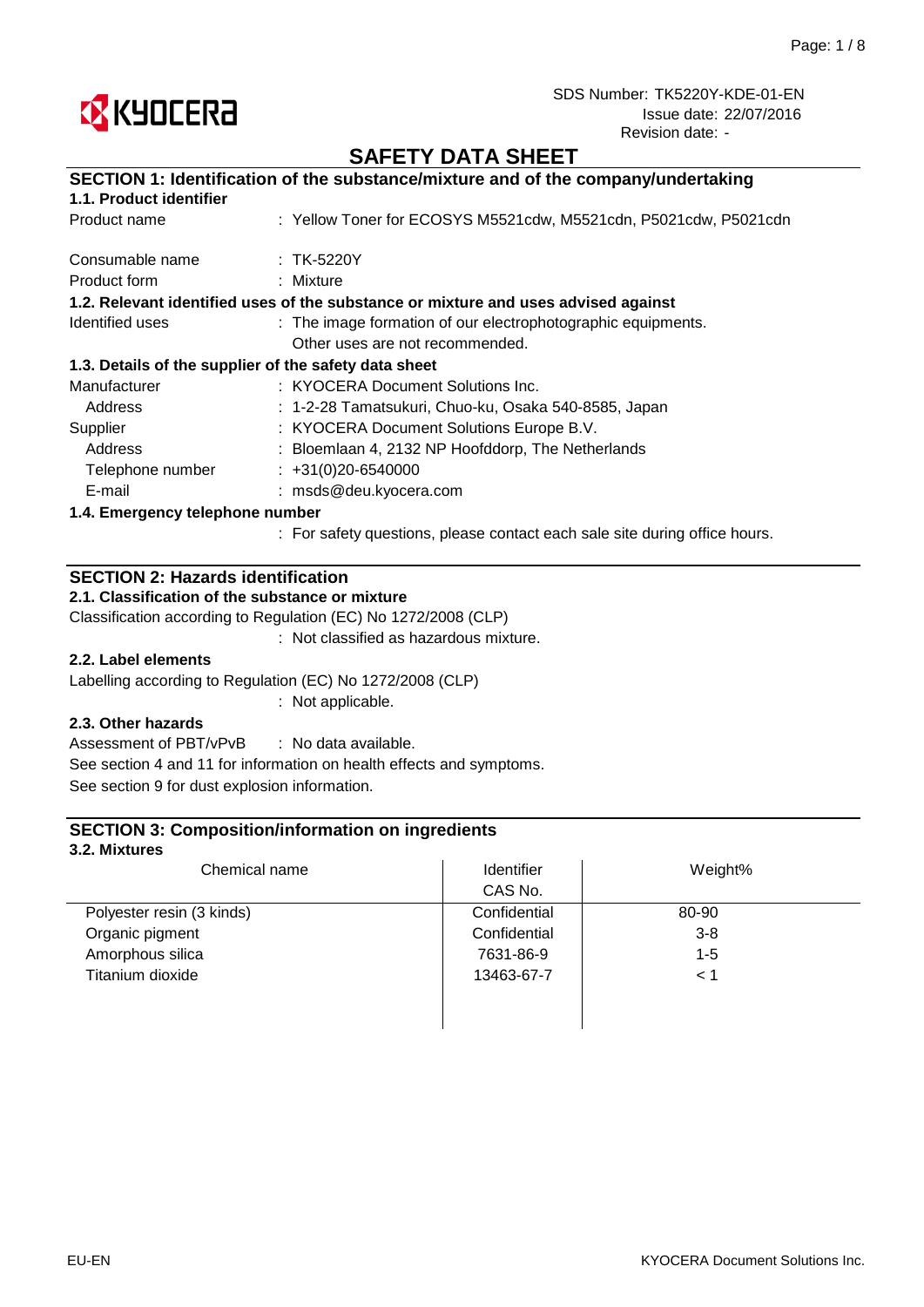KYOCERA

SDS Number: TK5220Y-KDE-01-EN
Issue date: 22/07/2016
Revision date: -

# SAFETY DATA SHEET

## SECTION 1: Identification of the substance/mixture and of the company/undertaking

### 1.1. Product identifier

Product name : Yellow Toner for ECOSYS M5521cdw, M5521cdn, P5021cdw, P5021cdn

Consumable name : TK-5220Y

Product form : Mixture

### 1.2. Relevant identified uses of the substance or mixture and uses advised against

Identified uses : The image formation of our electrophotographic equipments.
Other uses are not recommended.

### 1.3. Details of the supplier of the safety data sheet

Manufacturer : KYOCERA Document Solutions Inc.

Address : 1-2-28 Tamatsukuri, Chuo-ku, Osaka 540-8585, Japan

Supplier : KYOCERA Document Solutions Europe B.V.

Address : Bloemlaan 4, 2132 NP Hoofddorp, The Netherlands

Telephone number : +31(0)20-6540000

E-mail : msds@deu.kyocera.com

### 1.4. Emergency telephone number

: For safety questions, please contact each sale site during office hours.

## SECTION 2: Hazards identification

### 2.1. Classification of the substance or mixture

Classification according to Regulation (EC) No 1272/2008 (CLP)

: Not classified as hazardous mixture.

### 2.2. Label elements

Labelling according to Regulation (EC) No 1272/2008 (CLP)

: Not applicable.

### 2.3. Other hazards

Assessment of PBT/vPvB : No data available.

See section 4 and 11 for information on health effects and symptoms.

See section 9 for dust explosion information.

## SECTION 3: Composition/information on ingredients

### 3.2. Mixtures

| Chemical name | Identifier CAS No. | Weight% |
|---|---|---|
| Polyester resin (3 kinds) | Confidential | 80-90 |
| Organic pigment | Confidential | 3-8 |
| Amorphous silica | 7631-86-9 | 1-5 |
| Titanium dioxide | 13463-67-7 | < 1 |

EU-EN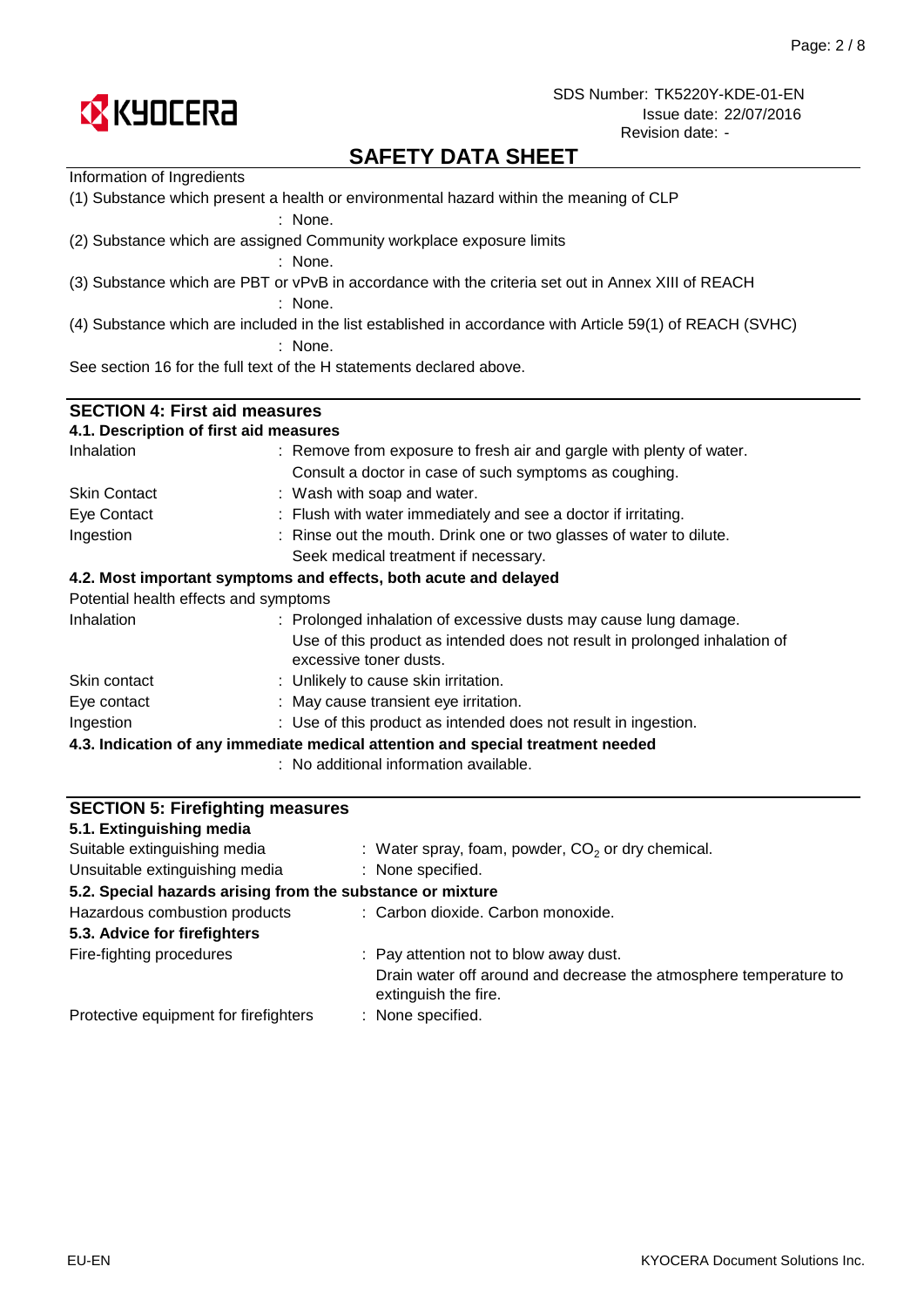Information of Ingredients

(1) Substance which present a health or environmental hazard within the meaning of CLP

: None.

(2) Substance which are assigned Community workplace exposure limits

: None.

(3) Substance which are PBT or vPvB in accordance with the criteria set out in Annex XIII of REACH

: None.

(4) Substance which are included in the list established in accordance with Article 59(1) of REACH (SVHC)

: None.

See section 16 for the full text of the H statements declared above.

## SECTION 4: First aid measures

### 4.1. Description of first aid measures

| | |
|---|---|
| Inhalation | : Remove from exposure to fresh air and gargle with plenty of water. Consult a doctor in case of such symptoms as coughing. |
| Skin Contact | : Wash with soap and water. |
| Eye Contact | : Flush with water immediately and see a doctor if irritating. |
| Ingestion | : Rinse out the mouth. Drink one or two glasses of water to dilute. Seek medical treatment if necessary. |

### 4.2. Most important symptoms and effects, both acute and delayed

Potential health effects and symptoms

| | |
|---|---|
| Inhalation | : Prolonged inhalation of excessive dusts may cause lung damage. Use of this product as intended does not result in prolonged inhalation of excessive toner dusts. |
| Skin contact | : Unlikely to cause skin irritation. |
| Eye contact | : May cause transient eye irritation. |
| Ingestion | : Use of this product as intended does not result in ingestion. |

### 4.3. Indication of any immediate medical attention and special treatment needed

: No additional information available.

## SECTION 5: Firefighting measures

### 5.1. Extinguishing media

| | |
|---|---|
| Suitable extinguishing media | : Water spray, foam, powder, $CO_2$ or dry chemical. |
| Unsuitable extinguishing media | : None specified. |

### 5.2. Special hazards arising from the substance or mixture

| | |
|---|---|
| Hazardous combustion products | : Carbon dioxide. Carbon monoxide. |

### 5.3. Advice for firefighters

| | |
|---|---|
| Fire-fighting procedures | : Pay attention not to blow away dust. Drain water off around and decrease the atmosphere temperature to extinguish the fire. |
| Protective equipment for firefighters | : None specified. |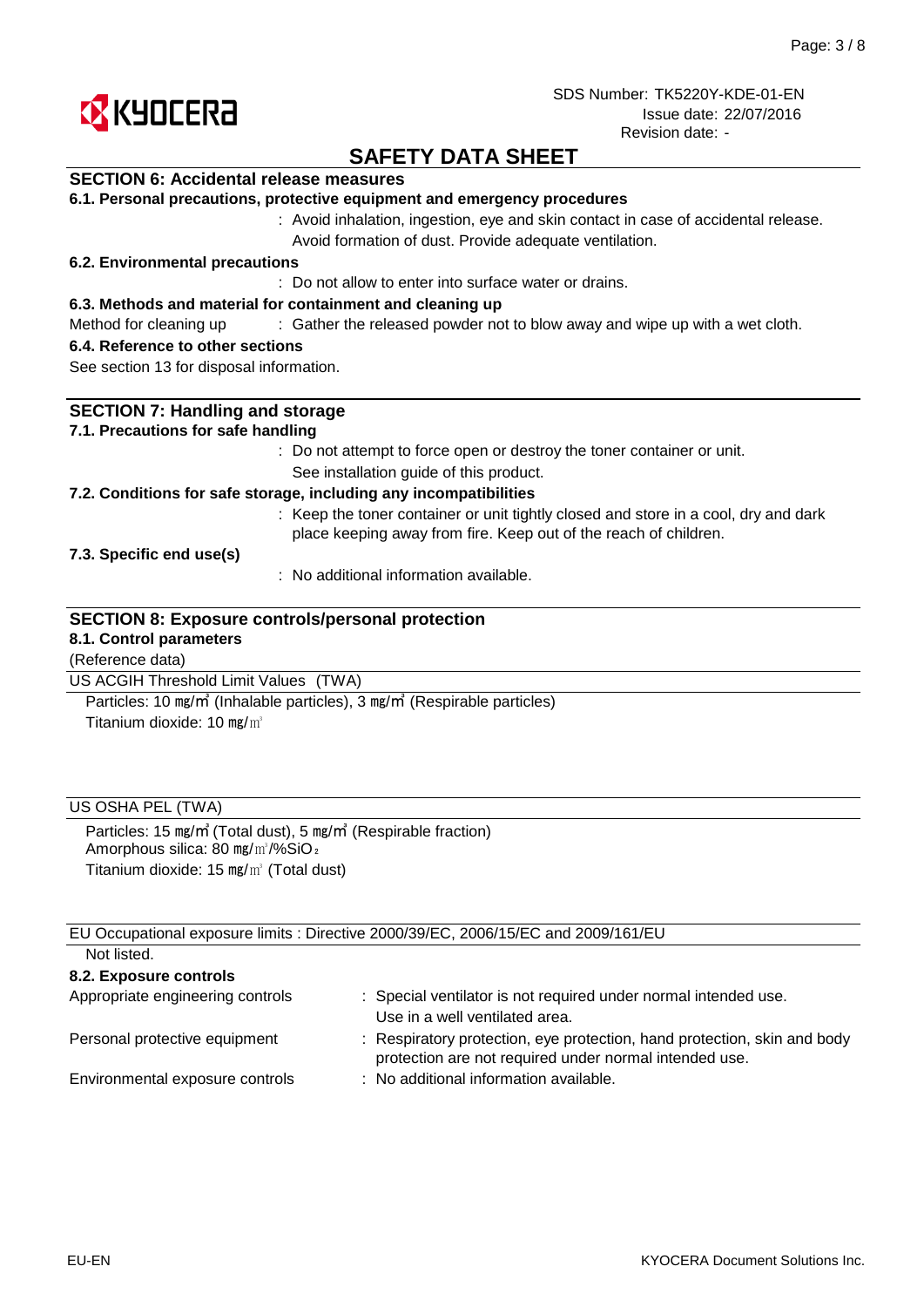# SAFETY DATA SHEET

## SECTION 6: Accidental release measures

### 6.1. Personal precautions, protective equipment and emergency procedures

: Avoid inhalation, ingestion, eye and skin contact in case of accidental release. Avoid formation of dust. Provide adequate ventilation.

### 6.2. Environmental precautions

: Do not allow to enter into surface water or drains.

### 6.3. Methods and material for containment and cleaning up

Method for cleaning up : Gather the released powder not to blow away and wipe up with a wet cloth.

### 6.4. Reference to other sections

See section 13 for disposal information.

## SECTION 7: Handling and storage

### 7.1. Precautions for safe handling

: Do not attempt to force open or destroy the toner container or unit.
See installation guide of this product.

### 7.2. Conditions for safe storage, including any incompatibilities

: Keep the toner container or unit tightly closed and store in a cool, dry and dark place keeping away from fire. Keep out of the reach of children.

### 7.3. Specific end use(s)

: No additional information available.

## SECTION 8: Exposure controls/personal protection

### 8.1. Control parameters

(Reference data)

**US ACGIH Threshold Limit Values (TWA)**

Particles: 10 ㎎/㎥ (Inhalable particles), 3 ㎎/㎥ (Respirable particles)
Titanium dioxide: 10 ㎎/㎥

**US OSHA PEL (TWA)**

Particles: 15 ㎎/㎥ (Total dust), 5 ㎎/㎥ (Respirable fraction)
Amorphous silica: 80 ㎎/㎥/%$SiO_2$
Titanium dioxide: 15 ㎎/㎥ (Total dust)

**EU Occupational exposure limits : Directive 2000/39/EC, 2006/15/EC and 2009/161/EU**

Not listed.

### 8.2. Exposure controls

Appropriate engineering controls : Special ventilator is not required under normal intended use. Use in a well ventilated area.

Personal protective equipment : Respiratory protection, eye protection, hand protection, skin and body protection are not required under normal intended use.

Environmental exposure controls : No additional information available.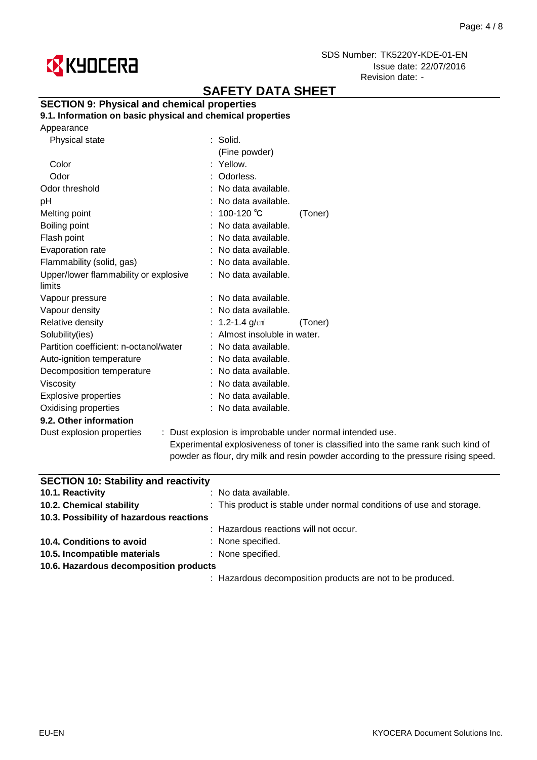# SAFETY DATA SHEET

SDS Number: TK5220Y-KDE-01-EN
Issue date: 22/07/2016
Revision date: -

## SECTION 9: Physical and chemical properties

### 9.1. Information on basic physical and chemical properties

| Property | Value |
|---|---|
| Appearance | |
| Physical state | Solid. (Fine powder) |
| Color | Yellow. |
| Odor | Odorless. |
| Odor threshold | No data available. |
| pH | No data available. |
| Melting point | 100-120 ℃ (Toner) |
| Boiling point | No data available. |
| Flash point | No data available. |
| Evaporation rate | No data available. |
| Flammability (solid, gas) | No data available. |
| Upper/lower flammability or explosive limits | No data available. |
| Vapour pressure | No data available. |
| Vapour density | No data available. |
| Relative density | 1.2-1.4 g/㎤ (Toner) |
| Solubility(ies) | Almost insoluble in water. |
| Partition coefficient: n-octanol/water | No data available. |
| Auto-ignition temperature | No data available. |
| Decomposition temperature | No data available. |
| Viscosity | No data available. |
| Explosive properties | No data available. |
| Oxidising properties | No data available. |

### 9.2. Other information

Dust explosion properties : Dust explosion is improbable under normal intended use. Experimental explosiveness of toner is classified into the same rank such kind of powder as flour, dry milk and resin powder according to the pressure rising speed.

## SECTION 10: Stability and reactivity

**10.1. Reactivity** : No data available.

**10.2. Chemical stability** : This product is stable under normal conditions of use and storage.

**10.3. Possibility of hazardous reactions**

: Hazardous reactions will not occur.

**10.4. Conditions to avoid** : None specified.

**10.5. Incompatible materials** : None specified.

**10.6. Hazardous decomposition products**

: Hazardous decomposition products are not to be produced.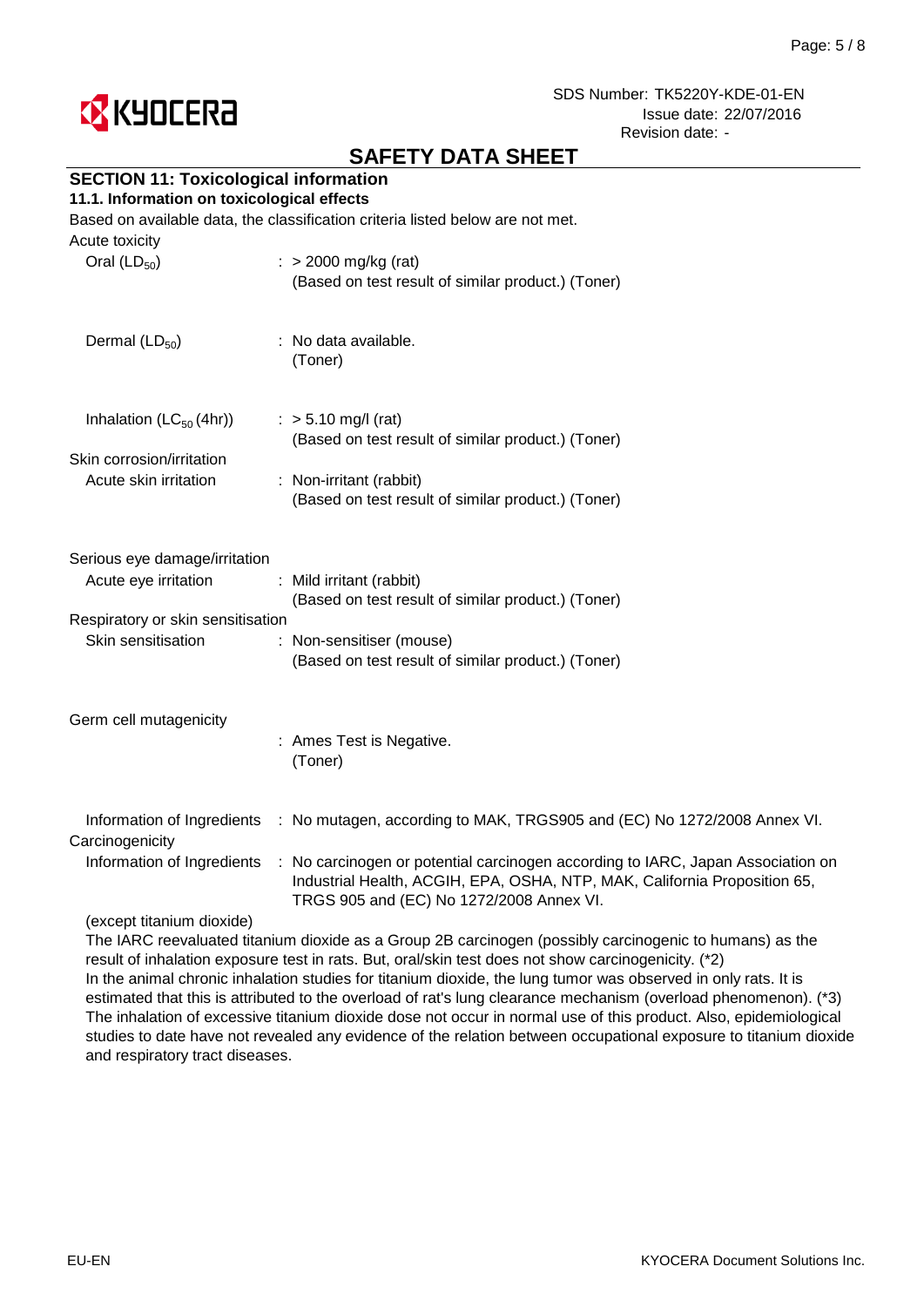SDS Number: TK5220Y-KDE-01-EN
Issue date: 22/07/2016
Revision date: -

# SAFETY DATA SHEET

## SECTION 11: Toxicological information

### 11.1. Information on toxicological effects

Based on available data, the classification criteria listed below are not met.

Acute toxicity

| | |
|---|---|
| Oral ($LD_{50}$) | : > 2000 mg/kg (rat) (Based on test result of similar product.) (Toner) |
| Dermal ($LD_{50}$) | : No data available. (Toner) |
| Inhalation ($LC_{50}$ (4hr)) | : > 5.10 mg/l (rat) (Based on test result of similar product.) (Toner) |

Skin corrosion/irritation

| | |
|---|---|
| Acute skin irritation | : Non-irritant (rabbit) (Based on test result of similar product.) (Toner) |

Serious eye damage/irritation

| | |
|---|---|
| Acute eye irritation | : Mild irritant (rabbit) (Based on test result of similar product.) (Toner) |

Respiratory or skin sensitisation

| | |
|---|---|
| Skin sensitisation | : Non-sensitiser (mouse) (Based on test result of similar product.) (Toner) |

Germ cell mutagenicity

| | |
|---|---|
| | : Ames Test is Negative. (Toner) |
| Information of Ingredients | : No mutagen, according to MAK, TRGS905 and (EC) No 1272/2008 Annex VI. |

Carcinogenicity

| | |
|---|---|
| Information of Ingredients | : No carcinogen or potential carcinogen according to IARC, Japan Association on Industrial Health, ACGIH, EPA, OSHA, NTP, MAK, California Proposition 65, TRGS 905 and (EC) No 1272/2008 Annex VI. |

(except titanium dioxide)

The IARC reevaluated titanium dioxide as a Group 2B carcinogen (possibly carcinogenic to humans) as the result of inhalation exposure test in rats. But, oral/skin test does not show carcinogenicity. (*2)

In the animal chronic inhalation studies for titanium dioxide, the lung tumor was observed in only rats. It is estimated that this is attributed to the overload of rat's lung clearance mechanism (overload phenomenon). (*3)

The inhalation of excessive titanium dioxide dose not occur in normal use of this product. Also, epidemiological studies to date have not revealed any evidence of the relation between occupational exposure to titanium dioxide and respiratory tract diseases.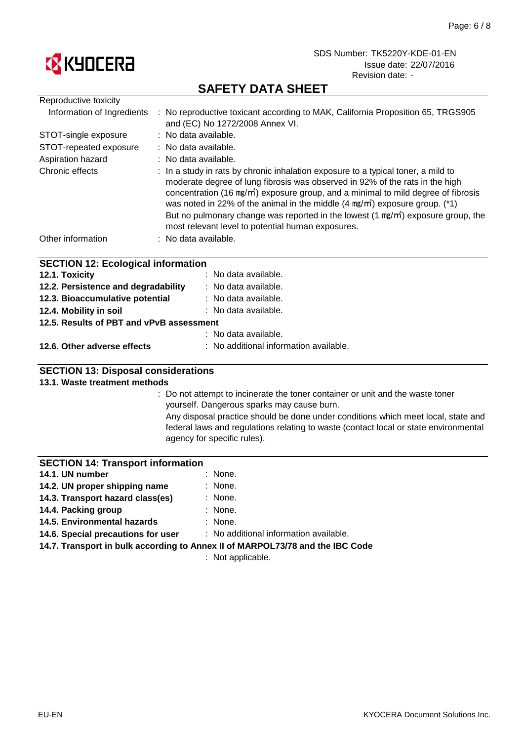## SAFETY DATA SHEET

| | |
|---|---|
| Reproductive toxicity | |
| Information of Ingredients | : No reproductive toxicant according to MAK, California Proposition 65, TRGS905 and (EC) No 1272/2008 Annex VI. |
| STOT-single exposure | : No data available. |
| STOT-repeated exposure | : No data available. |
| Aspiration hazard | : No data available. |
| Chronic effects | : In a study in rats by chronic inhalation exposure to a typical toner, a mild to moderate degree of lung fibrosis was observed in 92% of the rats in the high concentration (16 ㎎/㎥) exposure group, and a minimal to mild degree of fibrosis was noted in 22% of the animal in the middle (4 ㎎/㎥) exposure group. (*1) But no pulmonary change was reported in the lowest (1 ㎎/㎥) exposure group, the most relevant level to potential human exposures. |
| Other information | : No data available. |

## SECTION 12: Ecological information

| | |
|---|---|
| **12.1. Toxicity** | : No data available. |
| **12.2. Persistence and degradability** | : No data available. |
| **12.3. Bioaccumulative potential** | : No data available. |
| **12.4. Mobility in soil** | : No data available. |
| **12.5. Results of PBT and vPvB assessment** | |
| | : No data available. |
| **12.6. Other adverse effects** | : No additional information available. |

## SECTION 13: Disposal considerations

**13.1. Waste treatment methods**

: Do not attempt to incinerate the toner container or unit and the waste toner yourself. Dangerous sparks may cause burn.
Any disposal practice should be done under conditions which meet local, state and federal laws and regulations relating to waste (contact local or state environmental agency for specific rules).

## SECTION 14: Transport information

| | |
|---|---|
| **14.1. UN number** | : None. |
| **14.2. UN proper shipping name** | : None. |
| **14.3. Transport hazard class(es)** | : None. |
| **14.4. Packing group** | : None. |
| **14.5. Environmental hazards** | : None. |
| **14.6. Special precautions for user** | : No additional information available. |
| **14.7. Transport in bulk according to Annex II of MARPOL73/78 and the IBC Code** | |
| | : Not applicable. |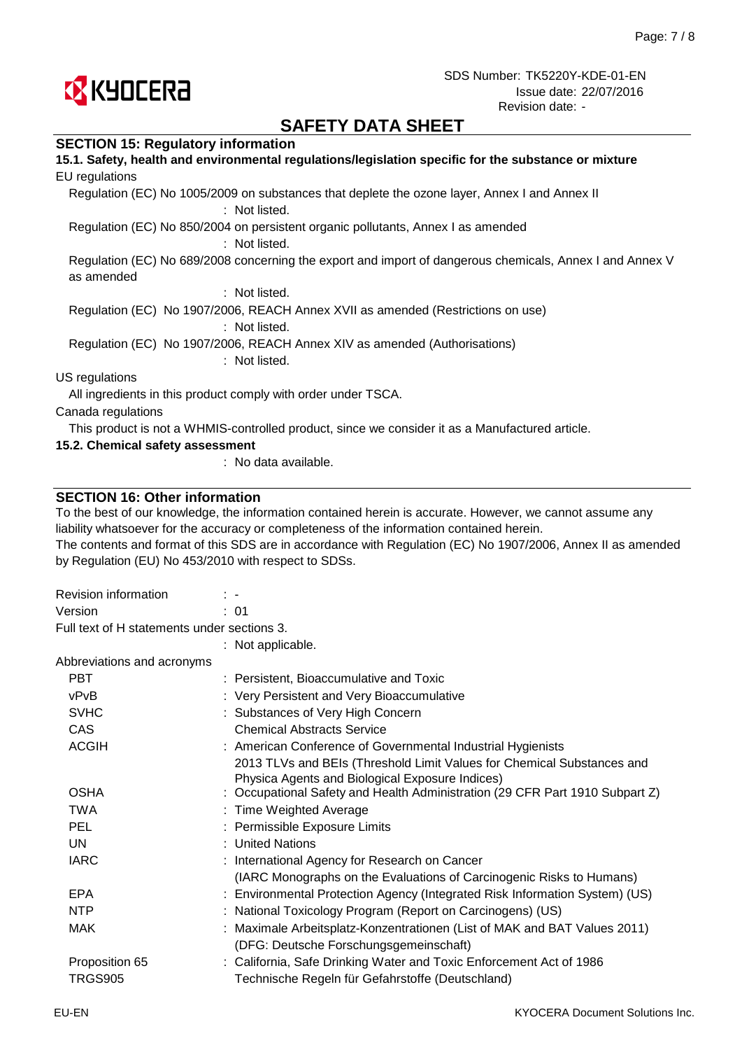## SECTION 15: Regulatory information

### 15.1. Safety, health and environmental regulations/legislation specific for the substance or mixture

EU regulations

Regulation (EC) No 1005/2009 on substances that deplete the ozone layer, Annex I and Annex II
: Not listed.

Regulation (EC) No 850/2004 on persistent organic pollutants, Annex I as amended
: Not listed.

Regulation (EC) No 689/2008 concerning the export and import of dangerous chemicals, Annex I and Annex V as amended
: Not listed.

Regulation (EC) No 1907/2006, REACH Annex XVII as amended (Restrictions on use)
: Not listed.

Regulation (EC) No 1907/2006, REACH Annex XIV as amended (Authorisations)
: Not listed.

US regulations

All ingredients in this product comply with order under TSCA.

Canada regulations

This product is not a WHMIS-controlled product, since we consider it as a Manufactured article.

### 15.2. Chemical safety assessment

: No data available.

## SECTION 16: Other information

To the best of our knowledge, the information contained herein is accurate. However, we cannot assume any liability whatsoever for the accuracy or completeness of the information contained herein.
The contents and format of this SDS are in accordance with Regulation (EC) No 1907/2006, Annex II as amended by Regulation (EU) No 453/2010 with respect to SDSs.

Revision information : -
Version : 01

Full text of H statements under sections 3.
: Not applicable.

Abbreviations and acronyms

| | |
|---|---|
| PBT | : Persistent, Bioaccumulative and Toxic |
| vPvB | : Very Persistent and Very Bioaccumulative |
| SVHC | : Substances of Very High Concern |
| CAS | Chemical Abstracts Service |
| ACGIH | : American Conference of Governmental Industrial Hygienists 2013 TLVs and BEIs (Threshold Limit Values for Chemical Substances and Physica Agents and Biological Exposure Indices) |
| OSHA | : Occupational Safety and Health Administration (29 CFR Part 1910 Subpart Z) |
| TWA | : Time Weighted Average |
| PEL | : Permissible Exposure Limits |
| UN | : United Nations |
| IARC | : International Agency for Research on Cancer (IARC Monographs on the Evaluations of Carcinogenic Risks to Humans) |
| EPA | : Environmental Protection Agency (Integrated Risk Information System) (US) |
| NTP | : National Toxicology Program (Report on Carcinogens) (US) |
| MAK | : Maximale Arbeitsplatz-Konzentrationen (List of MAK and BAT Values 2011) (DFG: Deutsche Forschungsgemeinschaft) |
| Proposition 65 | : California, Safe Drinking Water and Toxic Enforcement Act of 1986 |
| TRGS905 | Technische Regeln für Gefahrstoffe (Deutschland) |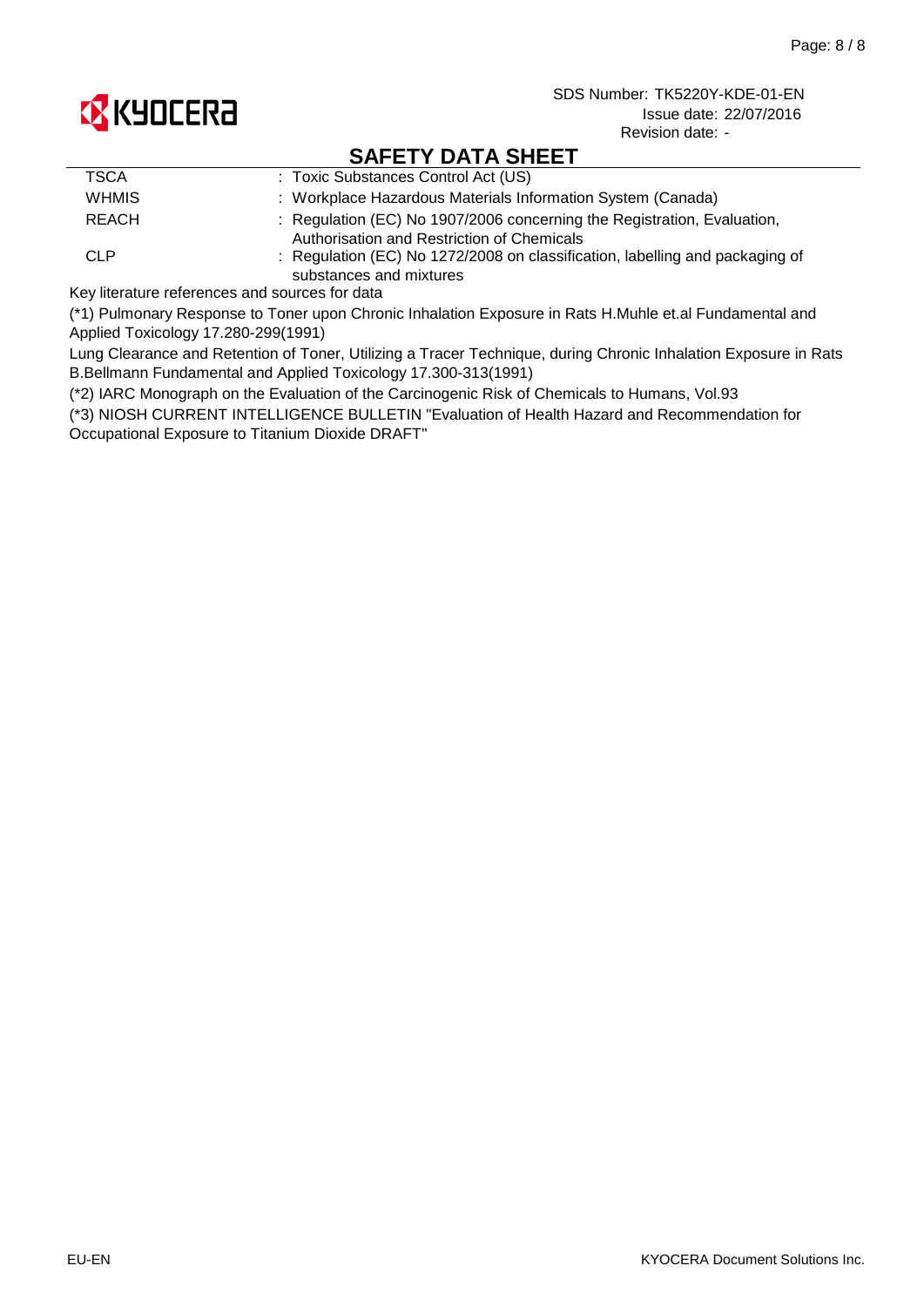| | | |
|---|---|---|
| TSCA | : | Toxic Substances Control Act (US) |
| WHMIS | : | Workplace Hazardous Materials Information System (Canada) |
| REACH | : | Regulation (EC) No 1907/2006 concerning the Registration, Evaluation, Authorisation and Restriction of Chemicals |
| CLP | : | Regulation (EC) No 1272/2008 on classification, labelling and packaging of substances and mixtures |

Key literature references and sources for data

(*1) Pulmonary Response to Toner upon Chronic Inhalation Exposure in Rats H.Muhle et.al Fundamental and Applied Toxicology 17.280-299(1991)

Lung Clearance and Retention of Toner, Utilizing a Tracer Technique, during Chronic Inhalation Exposure in Rats B.Bellmann Fundamental and Applied Toxicology 17.300-313(1991)

(*2) IARC Monograph on the Evaluation of the Carcinogenic Risk of Chemicals to Humans, Vol.93

(*3) NIOSH CURRENT INTELLIGENCE BULLETIN "Evaluation of Health Hazard and Recommendation for Occupational Exposure to Titanium Dioxide DRAFT"